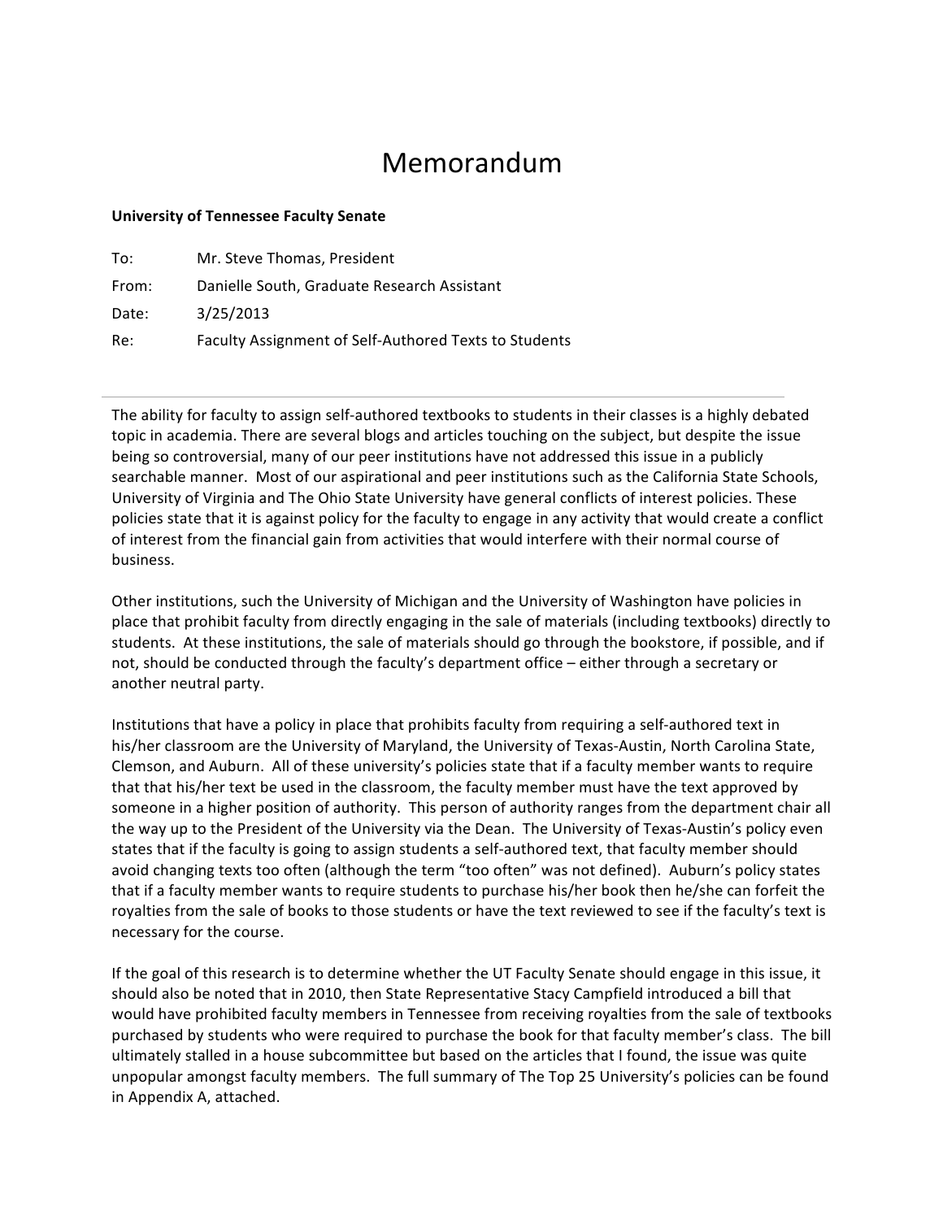# Memorandum

**University of Tennessee Faculty Senate**

To: Mr. Steve Thomas, President

From: Danielle South, Graduate Research Assistant

Date: 3/25/2013

Re: Faculty Assignment of Self-Authored Texts to Students

---

The ability for faculty to assign self-authored textbooks to students in their classes is a highly debated topic in academia. There are several blogs and articles touching on the subject, but despite the issue being so controversial, many of our peer institutions have not addressed this issue in a publicly searchable manner. Most of our aspirational and peer institutions such as the California State Schools, University of Virginia and The Ohio State University have general conflicts of interest policies. These policies state that it is against policy for the faculty to engage in any activity that would create a conflict of interest from the financial gain from activities that would interfere with their normal course of business.

Other institutions, such the University of Michigan and the University of Washington have policies in place that prohibit faculty from directly engaging in the sale of materials (including textbooks) directly to students. At these institutions, the sale of materials should go through the bookstore, if possible, and if not, should be conducted through the faculty's department office – either through a secretary or another neutral party.

Institutions that have a policy in place that prohibits faculty from requiring a self-authored text in his/her classroom are the University of Maryland, the University of Texas-Austin, North Carolina State, Clemson, and Auburn. All of these university's policies state that if a faculty member wants to require that that his/her text be used in the classroom, the faculty member must have the text approved by someone in a higher position of authority. This person of authority ranges from the department chair all the way up to the President of the University via the Dean. The University of Texas-Austin's policy even states that if the faculty is going to assign students a self-authored text, that faculty member should avoid changing texts too often (although the term "too often" was not defined). Auburn's policy states that if a faculty member wants to require students to purchase his/her book then he/she can forfeit the royalties from the sale of books to those students or have the text reviewed to see if the faculty's text is necessary for the course.

If the goal of this research is to determine whether the UT Faculty Senate should engage in this issue, it should also be noted that in 2010, then State Representative Stacy Campfield introduced a bill that would have prohibited faculty members in Tennessee from receiving royalties from the sale of textbooks purchased by students who were required to purchase the book for that faculty member's class. The bill ultimately stalled in a house subcommittee but based on the articles that I found, the issue was quite unpopular amongst faculty members. The full summary of The Top 25 University's policies can be found in Appendix A, attached.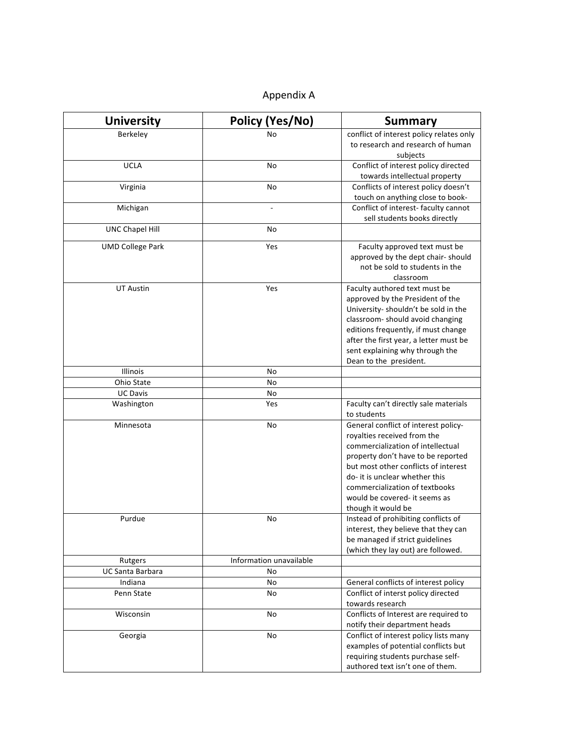# Appendix A

| University | Policy (Yes/No) | Summary |
|---|---|---|
| Berkeley | No | conflict of interest policy relates only to research and research of human subjects |
| UCLA | No | Conflict of interest policy directed towards intellectual property |
| Virginia | No | Conflicts of interest policy doesn't touch on anything close to book- |
| Michigan | - | Conflict of interest- faculty cannot sell students books directly |
| UNC Chapel Hill | No | |
| UMD College Park | Yes | Faculty approved text must be approved by the dept chair- should not be sold to students in the classroom |
| UT Austin | Yes | Faculty authored text must be approved by the President of the University- shouldn't be sold in the classroom- should avoid changing editions frequently, if must change after the first year, a letter must be sent explaining why through the Dean to the president. |
| Illinois | No | |
| Ohio State | No | |
| UC Davis | No | |
| Washington | Yes | Faculty can't directly sale materials to students |
| Minnesota | No | General conflict of interest policy- royalties received from the commercialization of intellectual property don't have to be reported but most other conflicts of interest do- it is unclear whether this commercialization of textbooks would be covered- it seems as though it would be |
| Purdue | No | Instead of prohibiting conflicts of interest, they believe that they can be managed if strict guidelines (which they lay out) are followed. |
| Rutgers | Information unavailable | |
| UC Santa Barbara | No | |
| Indiana | No | General conflicts of interest policy |
| Penn State | No | Conflict of interst policy directed towards research |
| Wisconsin | No | Conflicts of Interest are required to notify their department heads |
| Georgia | No | Conflict of interest policy lists many examples of potential conflicts but requiring students purchase self-authored text isn't one of them. |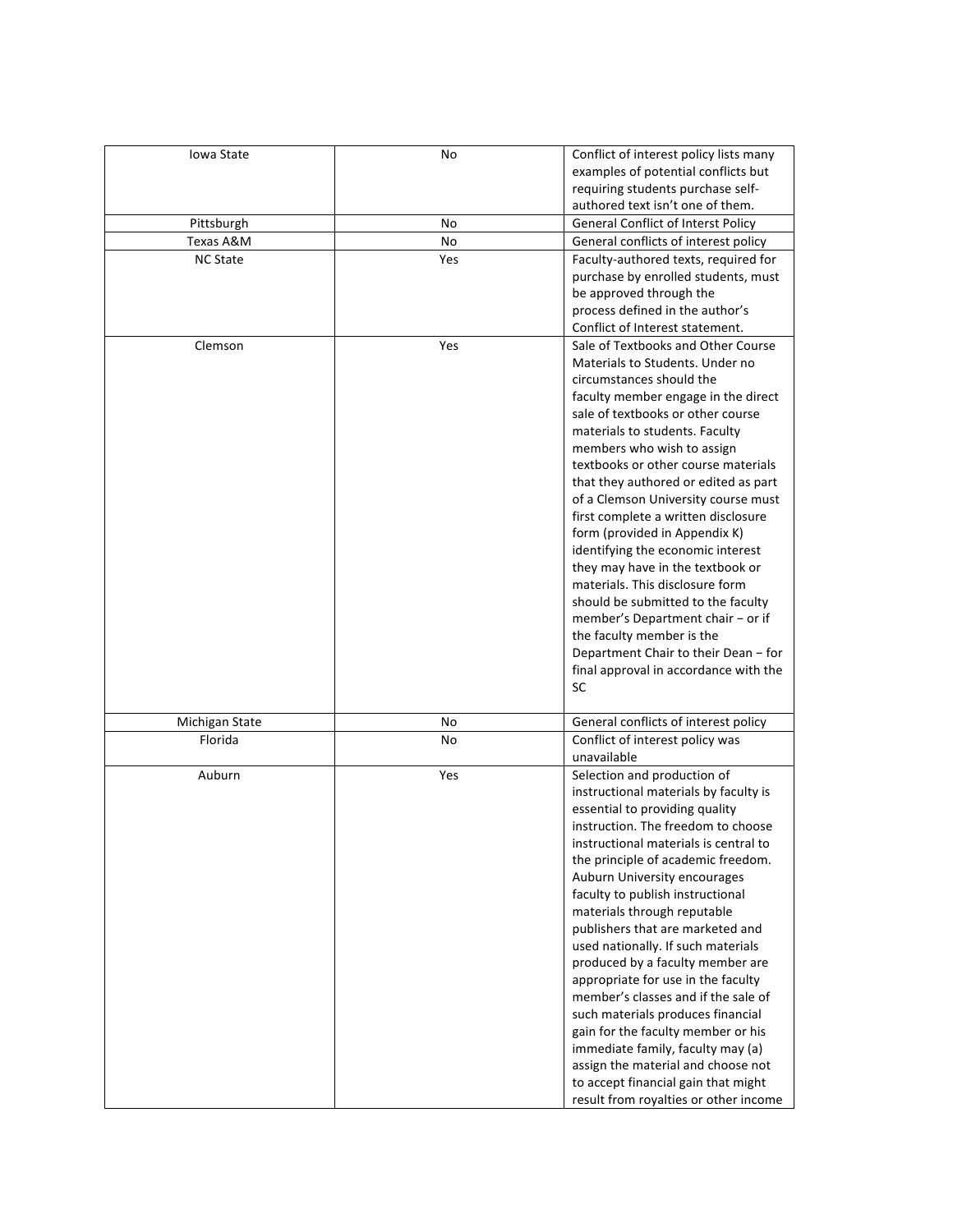| | | |
|---|---|---|
| Iowa State | No | Conflict of interest policy lists many examples of potential conflicts but requiring students purchase self-authored text isn't one of them. |
| Pittsburgh | No | General Conflict of Interst Policy |
| Texas A&M | No | General conflicts of interest policy |
| NC State | Yes | Faculty-authored texts, required for purchase by enrolled students, must be approved through the process defined in the author's Conflict of Interest statement. |
| Clemson | Yes | Sale of Textbooks and Other Course Materials to Students. Under no circumstances should the faculty member engage in the direct sale of textbooks or other course materials to students. Faculty members who wish to assign textbooks or other course materials that they authored or edited as part of a Clemson University course must first complete a written disclosure form (provided in Appendix K) identifying the economic interest they may have in the textbook or materials. This disclosure form should be submitted to the faculty member's Department chair – or if the faculty member is the Department Chair to their Dean – for final approval in accordance with the SC |
| Michigan State | No | General conflicts of interest policy |
| Florida | No | Conflict of interest policy was unavailable |
| Auburn | Yes | Selection and production of instructional materials by faculty is essential to providing quality instruction. The freedom to choose instructional materials is central to the principle of academic freedom. Auburn University encourages faculty to publish instructional materials through reputable publishers that are marketed and used nationally. If such materials produced by a faculty member are appropriate for use in the faculty member's classes and if the sale of such materials produces financial gain for the faculty member or his immediate family, faculty may (a) assign the material and choose not to accept financial gain that might result from royalties or other income |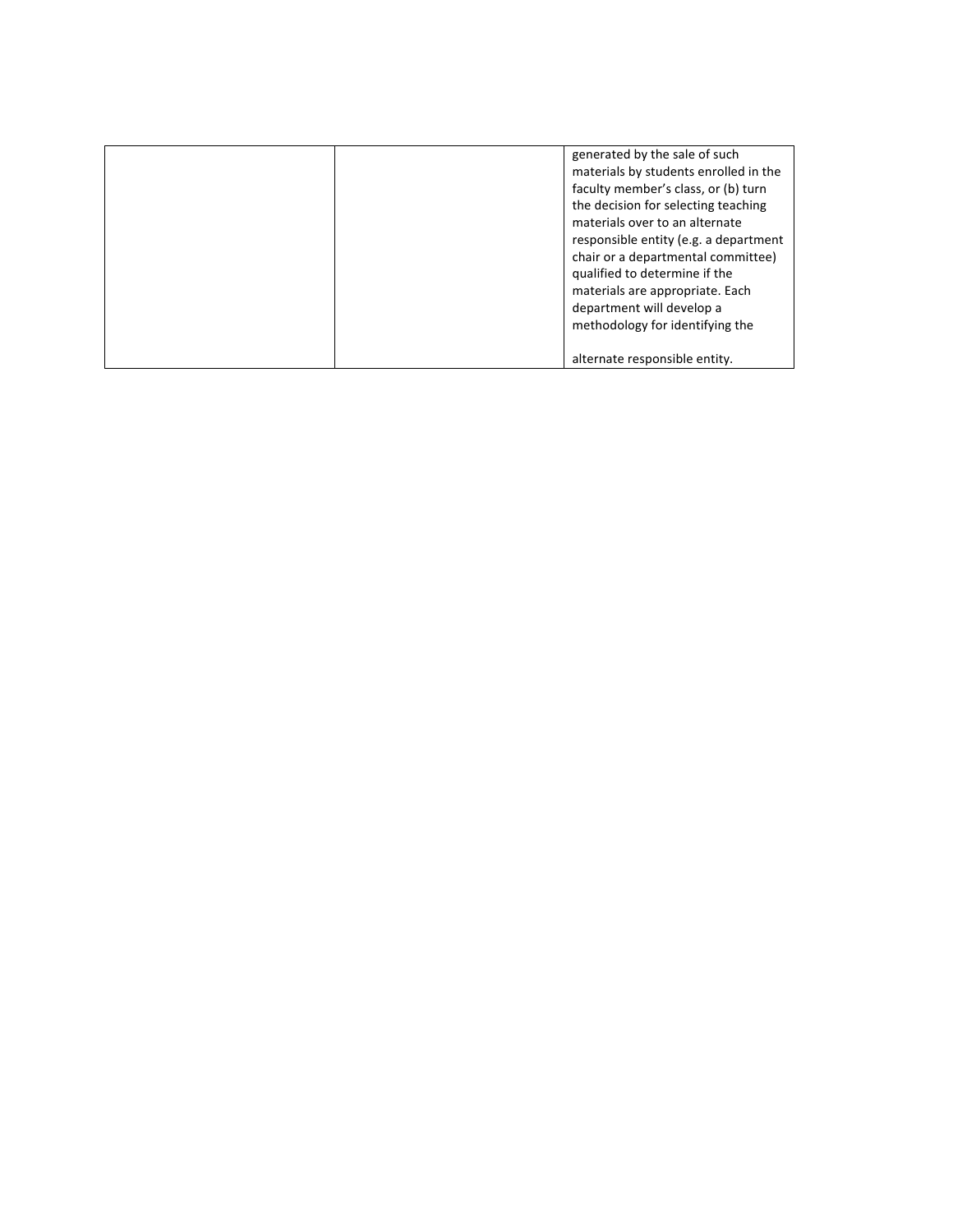| | | |
|---|---|---|
| | | generated by the sale of such materials by students enrolled in the faculty member's class, or (b) turn the decision for selecting teaching materials over to an alternate responsible entity (e.g. a department chair or a departmental committee) qualified to determine if the materials are appropriate. Each department will develop a methodology for identifying the alternate responsible entity. |